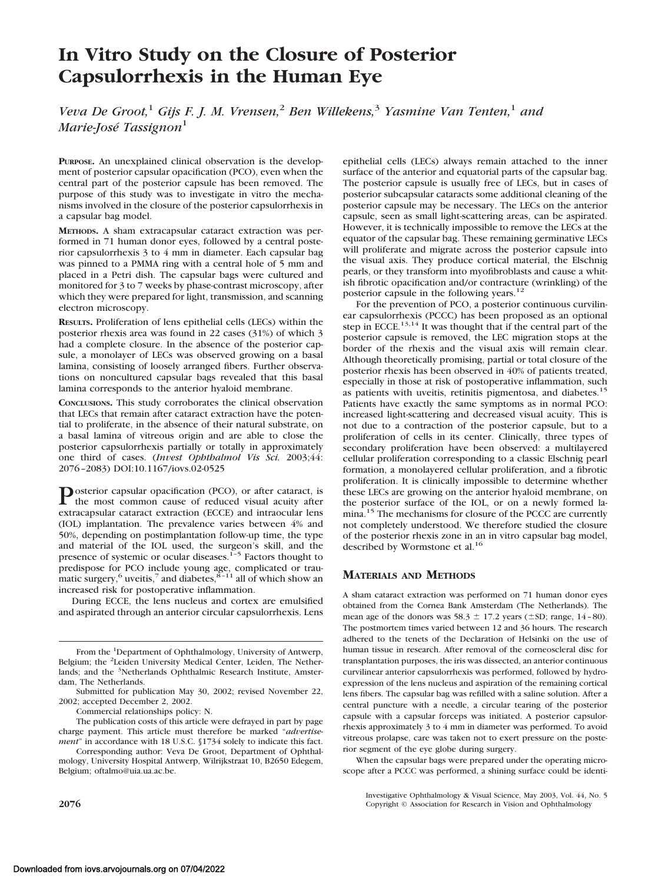# In Vitro Study on the Closure of Posterior Capsulorrhexis in the Human Eye

*Veva De Groot,*[1] *Gijs F. J. M. Vrensen,*[2] *Ben Willekens,*[3] *Yasmine Van Tenten,*[1] *and Marie-José Tassignon*[1]

**PURPOSE.** An unexplained clinical observation is the development of posterior capsular opacification (PCO), even when the central part of the posterior capsule has been removed. The purpose of this study was to investigate in vitro the mechanisms involved in the closure of the posterior capsulorrhexis in a capsular bag model.

**METHODS.** A sham extracapsular cataract extraction was performed in 71 human donor eyes, followed by a central posterior capsulorrhexis 3 to 4 mm in diameter. Each capsular bag was pinned to a PMMA ring with a central hole of 5 mm and placed in a Petri dish. The capsular bags were cultured and monitored for 3 to 7 weeks by phase-contrast microscopy, after which they were prepared for light, transmission, and scanning electron microscopy.

**RESULTS.** Proliferation of lens epithelial cells (LECs) within the posterior rhexis area was found in 22 cases (31%) of which 3 had a complete closure. In the absence of the posterior capsule, a monolayer of LECs was observed growing on a basal lamina, consisting of loosely arranged fibers. Further observations on noncultured capsular bags revealed that this basal lamina corresponds to the anterior hyaloid membrane.

**CONCLUSIONS.** This study corroborates the clinical observation that LECs that remain after cataract extraction have the potential to proliferate, in the absence of their natural substrate, on a basal lamina of vitreous origin and are able to close the posterior capsulorrhexis partially or totally in approximately one third of cases. (*Invest Ophthalmol Vis Sci.* 2003;44:2076–2083) DOI:10.1167/iovs.02-0525

Posterior capsular opacification (PCO), or after cataract, is the most common cause of reduced visual acuity after extracapsular cataract extraction (ECCE) and intraocular lens (IOL) implantation. The prevalence varies between 4% and 50%, depending on postimplantation follow-up time, the type and material of the IOL used, the surgeon's skill, and the presence of systemic or ocular diseases.[1–5] Factors thought to predispose for PCO include young age, complicated or traumatic surgery,[6] uveitis,[7] and diabetes,[8–11] all of which show an increased risk for postoperative inflammation.

During ECCE, the lens nucleus and cortex are emulsified and aspirated through an anterior circular capsulorrhexis. Lens epithelial cells (LECs) always remain attached to the inner surface of the anterior and equatorial parts of the capsular bag. The posterior capsule is usually free of LECs, but in cases of posterior subcapsular cataracts some additional cleaning of the posterior capsule may be necessary. The LECs on the anterior capsule, seen as small light-scattering areas, can be aspirated. However, it is technically impossible to remove the LECs at the equator of the capsular bag. These remaining germinative LECs will proliferate and migrate across the posterior capsule into the visual axis. They produce cortical material, the Elschnig pearls, or they transform into myofibroblasts and cause a whitish fibrotic opacification and/or contracture (wrinkling) of the posterior capsule in the following years.[12]

For the prevention of PCO, a posterior continuous curvilinear capsulorrhexis (PCCC) has been proposed as an optional step in ECCE.[13,14] It was thought that if the central part of the posterior capsule is removed, the LEC migration stops at the border of the rhexis and the visual axis will remain clear. Although theoretically promising, partial or total closure of the posterior rhexis has been observed in 40% of patients treated, especially in those at risk of postoperative inflammation, such as patients with uveitis, retinitis pigmentosa, and diabetes.[15] Patients have exactly the same symptoms as in normal PCO: increased light-scattering and decreased visual acuity. This is not due to a contraction of the posterior capsule, but to a proliferation of cells in its center. Clinically, three types of secondary proliferation have been observed: a multilayered cellular proliferation corresponding to a classic Elschnig pearl formation, a monolayered cellular proliferation, and a fibrotic proliferation. It is clinically impossible to determine whether these LECs are growing on the anterior hyaloid membrane, on the posterior surface of the IOL, or on a newly formed lamina.[15] The mechanisms for closure of the PCCC are currently not completely understood. We therefore studied the closure of the posterior rhexis zone in an in vitro capsular bag model, described by Wormstone et al.[16]

## MATERIALS AND METHODS

A sham cataract extraction was performed on 71 human donor eyes obtained from the Cornea Bank Amsterdam (The Netherlands). The mean age of the donors was 58.3 ± 17.2 years (±SD; range, 14–80). The postmortem times varied between 12 and 36 hours. The research adhered to the tenets of the Declaration of Helsinki on the use of human tissue in research. After removal of the corneoscleral disc for transplantation purposes, the iris was dissected, an anterior continuous curvilinear anterior capsulorrhexis was performed, followed by hydroexpression of the lens nucleus and aspiration of the remaining cortical lens fibers. The capsular bag was refilled with a saline solution. After a central puncture with a needle, a circular tearing of the posterior capsule with a capsular forceps was initiated. A posterior capsulorrhexis approximately 3 to 4 mm in diameter was performed. To avoid vitreous prolapse, care was taken not to exert pressure on the posterior segment of the eye globe during surgery.

When the capsular bags were prepared under the operating microscope after a PCCC was performed, a shining surface could be identi-

From the [1]Department of Ophthalmology, University of Antwerp, Belgium; the [2]Leiden University Medical Center, Leiden, The Netherlands; and the [3]Netherlands Ophthalmic Research Institute, Amsterdam, The Netherlands.

Submitted for publication May 30, 2002; revised November 22, 2002; accepted December 2, 2002.

Commercial relationships policy: N.

The publication costs of this article were defrayed in part by page charge payment. This article must therefore be marked "*advertisement*" in accordance with 18 U.S.C. §1734 solely to indicate this fact.

Corresponding author: Veva De Groot, Department of Ophthalmology, University Hospital Antwerp, Wilrijkstraat 10, B2650 Edegem, Belgium; oftalmo@uia.ua.ac.be.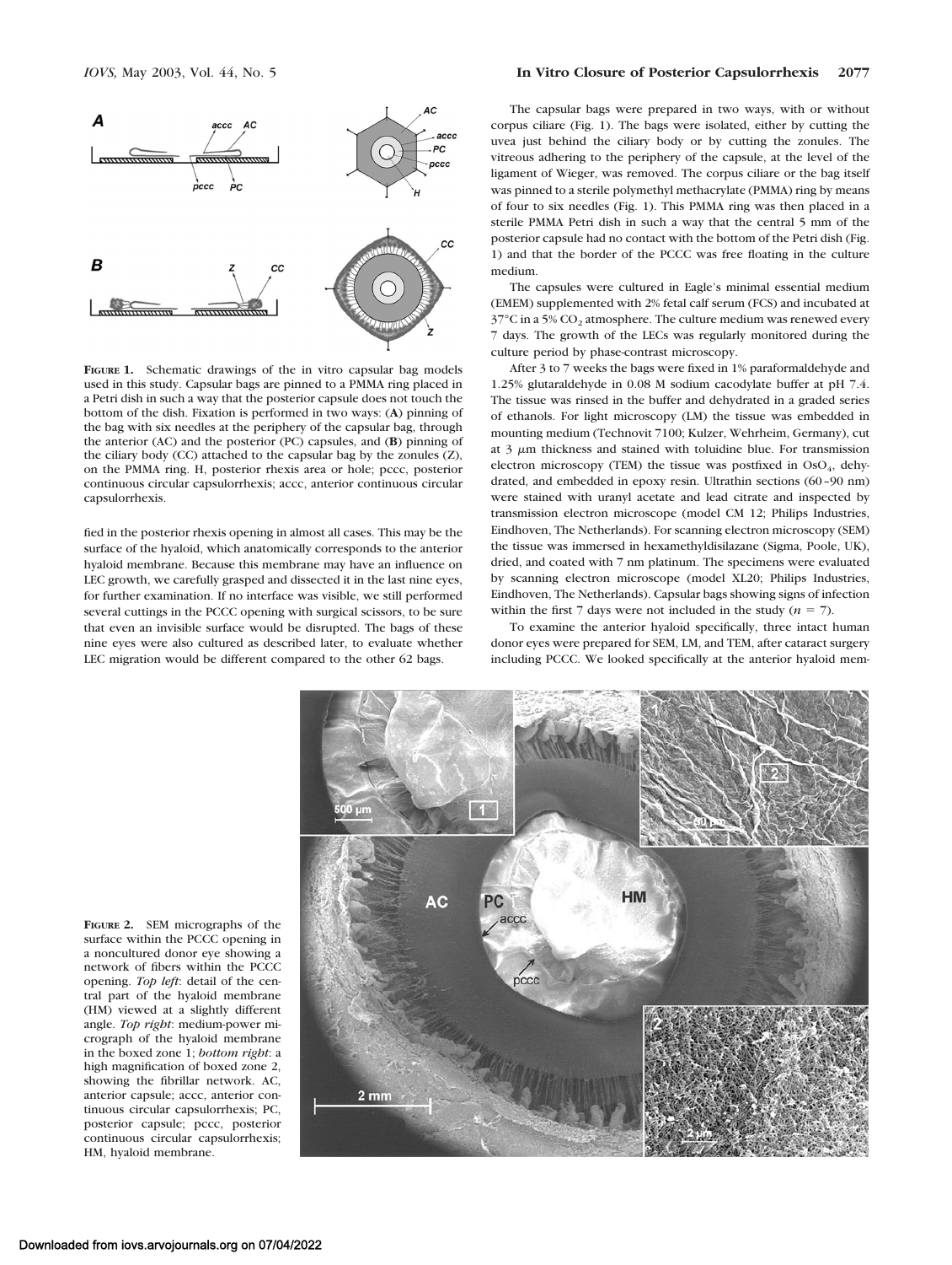**FIGURE 1.** Schematic drawings of the in vitro capsular bag models used in this study. Capsular bags are pinned to a PMMA ring placed in a Petri dish in such a way that the posterior capsule does not touch the bottom of the dish. Fixation is performed in two ways: (**A**) pinning of the bag with six needles at the periphery of the capsular bag, through the anterior (AC) and the posterior (PC) capsules, and (**B**) pinning of the ciliary body (CC) attached to the capsular bag by the zonules (Z), on the PMMA ring. H, posterior rhexis area or hole; pccc, posterior continuous circular capsulorrhexis; accc, anterior continuous circular capsulorrhexis.

fied in the posterior rhexis opening in almost all cases. This may be the surface of the hyaloid, which anatomically corresponds to the anterior hyaloid membrane. Because this membrane may have an influence on LEC growth, we carefully grasped and dissected it in the last nine eyes, for further examination. If no interface was visible, we still performed several cuttings in the PCCC opening with surgical scissors, to be sure that even an invisible surface would be disrupted. The bags of these nine eyes were also cultured as described later, to evaluate whether LEC migration would be different compared to the other 62 bags.

The capsular bags were prepared in two ways, with or without corpus ciliare (Fig. 1). The bags were isolated, either by cutting the uvea just behind the ciliary body or by cutting the zonules. The vitreous adhering to the periphery of the capsule, at the level of the ligament of Wieger, was removed. The corpus ciliare or the bag itself was pinned to a sterile polymethyl methacrylate (PMMA) ring by means of four to six needles (Fig. 1). This PMMA ring was then placed in a sterile PMMA Petri dish in such a way that the central 5 mm of the posterior capsule had no contact with the bottom of the Petri dish (Fig. 1) and that the border of the PCCC was free floating in the culture medium.

The capsules were cultured in Eagle's minimal essential medium (EMEM) supplemented with 2% fetal calf serum (FCS) and incubated at 37°C in a 5% $CO_2$ atmosphere. The culture medium was renewed every 7 days. The growth of the LECs was regularly monitored during the culture period by phase-contrast microscopy.

After 3 to 7 weeks the bags were fixed in 1% paraformaldehyde and 1.25% glutaraldehyde in 0.08 M sodium cacodylate buffer at pH 7.4. The tissue was rinsed in the buffer and dehydrated in a graded series of ethanols. For light microscopy (LM) the tissue was embedded in mounting medium (Technovit 7100; Kulzer, Wehrheim, Germany), cut at 3 μm thickness and stained with toluidine blue. For transmission electron microscopy (TEM) the tissue was postfixed in $OsO_4$, dehydrated, and embedded in epoxy resin. Ultrathin sections (60–90 nm) were stained with uranyl acetate and lead citrate and inspected by transmission electron microscope (model CM 12; Philips Industries, Eindhoven, The Netherlands). For scanning electron microscopy (SEM) the tissue was immersed in hexamethyldisilazane (Sigma, Poole, UK), dried, and coated with 7 nm platinum. The specimens were evaluated by scanning electron microscope (model XL20; Philips Industries, Eindhoven, The Netherlands). Capsular bags showing signs of infection within the first 7 days were not included in the study ($n = 7$).

To examine the anterior hyaloid specifically, three intact human donor eyes were prepared for SEM, LM, and TEM, after cataract surgery including PCCC. We looked specifically at the anterior hyaloid mem-

**FIGURE 2.** SEM micrographs of the surface within the PCCC opening in a noncultured donor eye showing a network of fibers within the PCCC opening. *Top left*: detail of the central part of the hyaloid membrane (HM) viewed at a slightly different angle. *Top right*: medium-power micrograph of the hyaloid membrane in the boxed zone 1; *bottom right*: a high magnification of boxed zone 2, showing the fibrillar network. AC, anterior capsule; accc, anterior continuous circular capsulorrhexis; PC, posterior capsule; pccc, posterior continuous circular capsulorrhexis; HM, hyaloid membrane.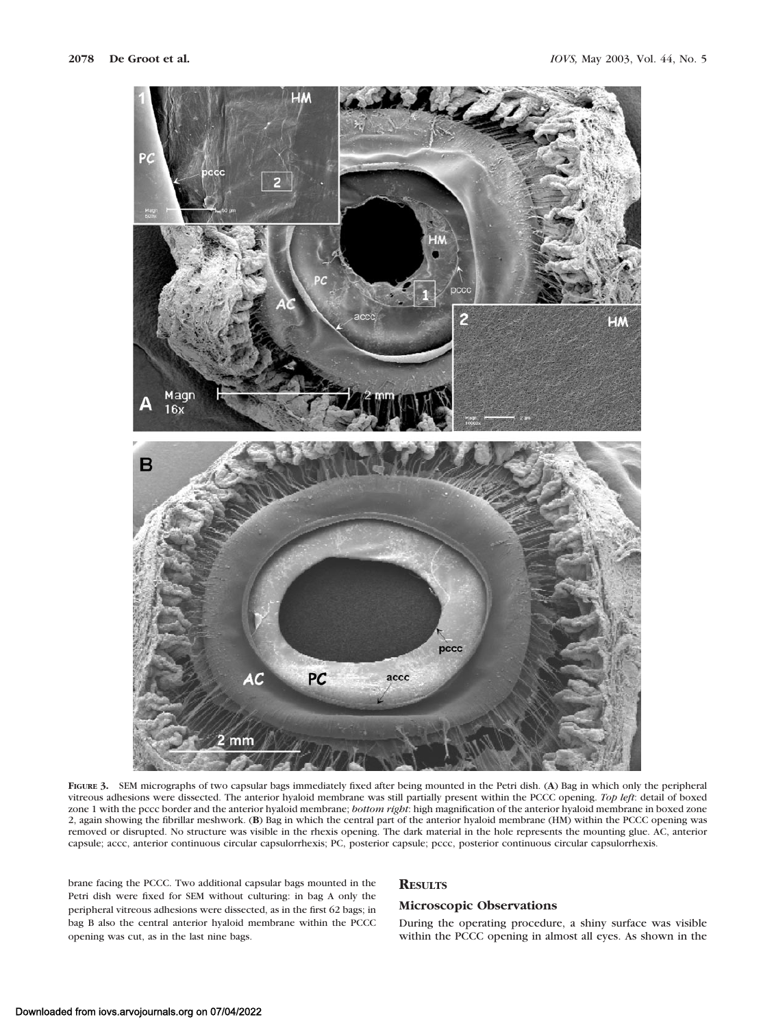**FIGURE 3.** SEM micrographs of two capsular bags immediately fixed after being mounted in the Petri dish. (**A**) Bag in which only the peripheral vitreous adhesions were dissected. The anterior hyaloid membrane was still partially present within the PCCC opening. *Top left*: detail of boxed zone 1 with the pccc border and the anterior hyaloid membrane; *bottom right*: high magnification of the anterior hyaloid membrane in boxed zone 2, again showing the fibrillar meshwork. (**B**) Bag in which the central part of the anterior hyaloid membrane (HM) within the PCCC opening was removed or disrupted. No structure was visible in the rhexis opening. The dark material in the hole represents the mounting glue. AC, anterior capsule; accc, anterior continuous circular capsulorrhexis; PC, posterior capsule; pccc, posterior continuous circular capsulorrhexis.

brane facing the PCCC. Two additional capsular bags mounted in the Petri dish were fixed for SEM without culturing: in bag A only the peripheral vitreous adhesions were dissected, as in the first 62 bags; in bag B also the central anterior hyaloid membrane within the PCCC opening was cut, as in the last nine bags.

## RESULTS

### Microscopic Observations

During the operating procedure, a shiny surface was visible within the PCCC opening in almost all eyes. As shown in the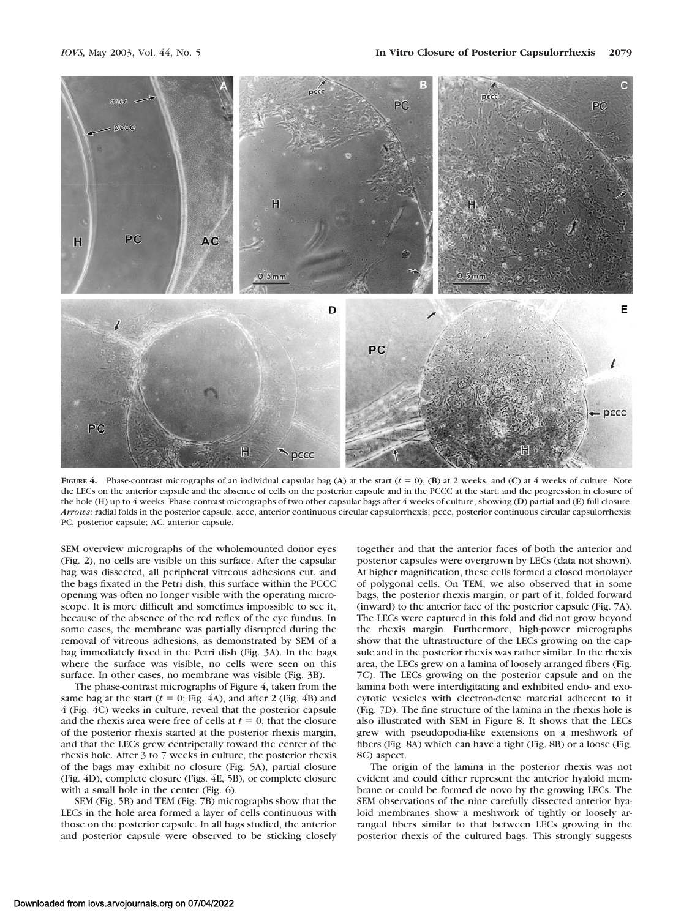**FIGURE 4.** Phase-contrast micrographs of an individual capsular bag (**A**) at the start ($t = 0$), (**B**) at 2 weeks, and (**C**) at 4 weeks of culture. Note the LECs on the anterior capsule and the absence of cells on the posterior capsule and in the PCCC at the start; and the progression in closure of the hole (H) up to 4 weeks. Phase-contrast micrographs of two other capsular bags after 4 weeks of culture, showing (**D**) partial and (**E**) full closure. *Arrows*: radial folds in the posterior capsule. accc, anterior continuous circular capsulorrhexis; pccc, posterior continuous circular capsulorrhexis; PC, posterior capsule; AC, anterior capsule.

SEM overview micrographs of the wholemounted donor eyes (Fig. 2), no cells are visible on this surface. After the capsular bag was dissected, all peripheral vitreous adhesions cut, and the bags fixated in the Petri dish, this surface within the PCCC opening was often no longer visible with the operating microscope. It is more difficult and sometimes impossible to see it, because of the absence of the red reflex of the eye fundus. In some cases, the membrane was partially disrupted during the removal of vitreous adhesions, as demonstrated by SEM of a bag immediately fixed in the Petri dish (Fig. 3A). In the bags where the surface was visible, no cells were seen on this surface. In other cases, no membrane was visible (Fig. 3B).

The phase-contrast micrographs of Figure 4, taken from the same bag at the start ($t = 0$; Fig. 4A), and after 2 (Fig. 4B) and 4 (Fig. 4C) weeks in culture, reveal that the posterior capsule and the rhexis area were free of cells at $t = 0$, that the closure of the posterior rhexis started at the posterior rhexis margin, and that the LECs grew centripetally toward the center of the rhexis hole. After 3 to 7 weeks in culture, the posterior rhexis of the bags may exhibit no closure (Fig. 5A), partial closure (Fig. 4D), complete closure (Figs. 4E, 5B), or complete closure with a small hole in the center (Fig. 6).

SEM (Fig. 5B) and TEM (Fig. 7B) micrographs show that the LECs in the hole area formed a layer of cells continuous with those on the posterior capsule. In all bags studied, the anterior and posterior capsule were observed to be sticking closely together and that the anterior faces of both the anterior and posterior capsules were overgrown by LECs (data not shown). At higher magnification, these cells formed a closed monolayer of polygonal cells. On TEM, we also observed that in some bags, the posterior rhexis margin, or part of it, folded forward (inward) to the anterior face of the posterior capsule (Fig. 7A). The LECs were captured in this fold and did not grow beyond the rhexis margin. Furthermore, high-power micrographs show that the ultrastructure of the LECs growing on the capsule and in the posterior rhexis was rather similar. In the rhexis area, the LECs grew on a lamina of loosely arranged fibers (Fig. 7C). The LECs growing on the posterior capsule and on the lamina both were interdigitating and exhibited endo- and exocytotic vesicles with electron-dense material adherent to it (Fig. 7D). The fine structure of the lamina in the rhexis hole is also illustrated with SEM in Figure 8. It shows that the LECs grew with pseudopodia-like extensions on a meshwork of fibers (Fig. 8A) which can have a tight (Fig. 8B) or a loose (Fig. 8C) aspect.

The origin of the lamina in the posterior rhexis was not evident and could either represent the anterior hyaloid membrane or could be formed de novo by the growing LECs. The SEM observations of the nine carefully dissected anterior hyaloid membranes show a meshwork of tightly or loosely arranged fibers similar to that between LECs growing in the posterior rhexis of the cultured bags. This strongly suggests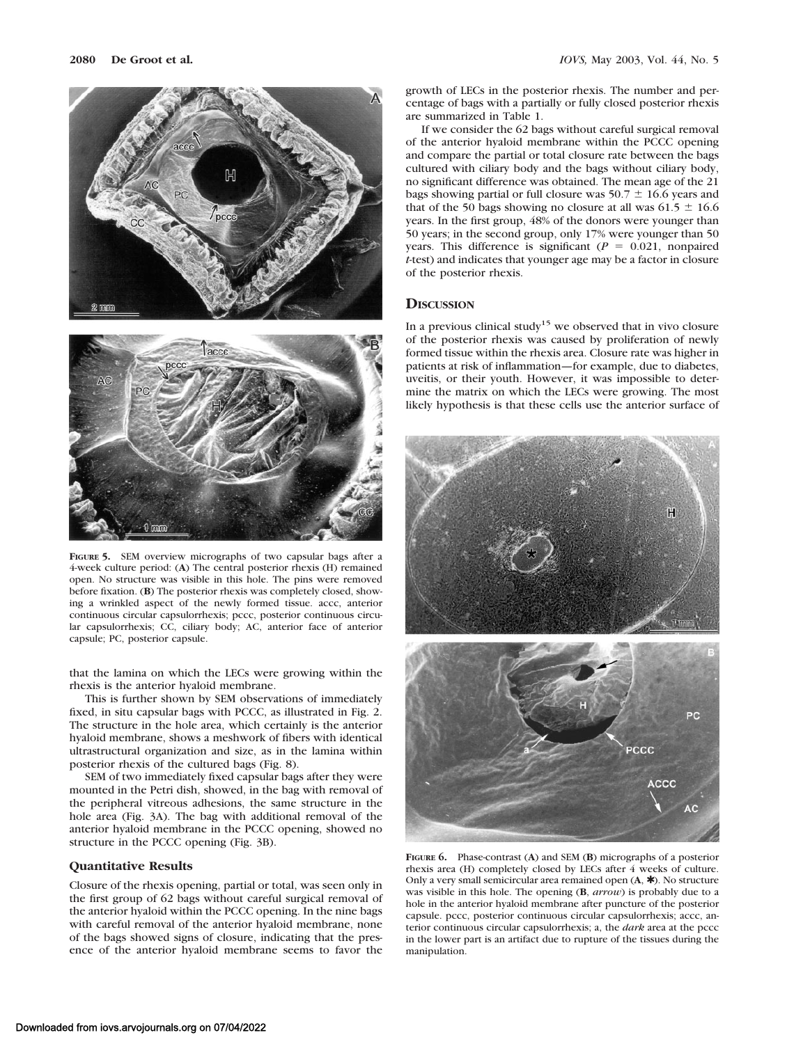**FIGURE 5.** SEM overview micrographs of two capsular bags after a 4-week culture period: (**A**) The central posterior rhexis (H) remained open. No structure was visible in this hole. The pins were removed before fixation. (**B**) The posterior rhexis was completely closed, showing a wrinkled aspect of the newly formed tissue. accc, anterior continuous circular capsulorrhexis; pccc, posterior continuous circular capsulorrhexis; CC, ciliary body; AC, anterior face of anterior capsule; PC, posterior capsule.

that the lamina on which the LECs were growing within the rhexis is the anterior hyaloid membrane.

This is further shown by SEM observations of immediately fixed, in situ capsular bags with PCCC, as illustrated in Fig. 2. The structure in the hole area, which certainly is the anterior hyaloid membrane, shows a meshwork of fibers with identical ultrastructural organization and size, as in the lamina within posterior rhexis of the cultured bags (Fig. 8).

SEM of two immediately fixed capsular bags after they were mounted in the Petri dish, showed, in the bag with removal of the peripheral vitreous adhesions, the same structure in the hole area (Fig. 3A). The bag with additional removal of the anterior hyaloid membrane in the PCCC opening, showed no structure in the PCCC opening (Fig. 3B).

### Quantitative Results

Closure of the rhexis opening, partial or total, was seen only in the first group of 62 bags without careful surgical removal of the anterior hyaloid within the PCCC opening. In the nine bags with careful removal of the anterior hyaloid membrane, none of the bags showed signs of closure, indicating that the presence of the anterior hyaloid membrane seems to favor the growth of LECs in the posterior rhexis. The number and percentage of bags with a partially or fully closed posterior rhexis are summarized in Table 1.

If we consider the 62 bags without careful surgical removal of the anterior hyaloid membrane within the PCCC opening and compare the partial or total closure rate between the bags cultured with ciliary body and the bags without ciliary body, no significant difference was obtained. The mean age of the 21 bags showing partial or full closure was $50.7 \pm 16.6$ years and that of the 50 bags showing no closure at all was $61.5 \pm 16.6$ years. In the first group, 48% of the donors were younger than 50 years; in the second group, only 17% were younger than 50 years. This difference is significant ($P = 0.021$, nonpaired *t*-test) and indicates that younger age may be a factor in closure of the posterior rhexis.

## Discussion

In a previous clinical study[15] we observed that in vivo closure of the posterior rhexis was caused by proliferation of newly formed tissue within the rhexis area. Closure rate was higher in patients at risk of inflammation—for example, due to diabetes, uveitis, or their youth. However, it was impossible to determine the matrix on which the LECs were growing. The most likely hypothesis is that these cells use the anterior surface of

**FIGURE 6.** Phase-contrast (**A**) and SEM (**B**) micrographs of a posterior rhexis area (H) completely closed by LECs after 4 weeks of culture. Only a very small semicircular area remained open (**A**, ✱). No structure was visible in this hole. The opening (**B**, *arrow*) is probably due to a hole in the anterior hyaloid membrane after puncture of the posterior capsule. pccc, posterior continuous circular capsulorrhexis; accc, anterior continuous circular capsulorrhexis; a, the *dark* area at the pccc in the lower part is an artifact due to rupture of the tissues during the manipulation.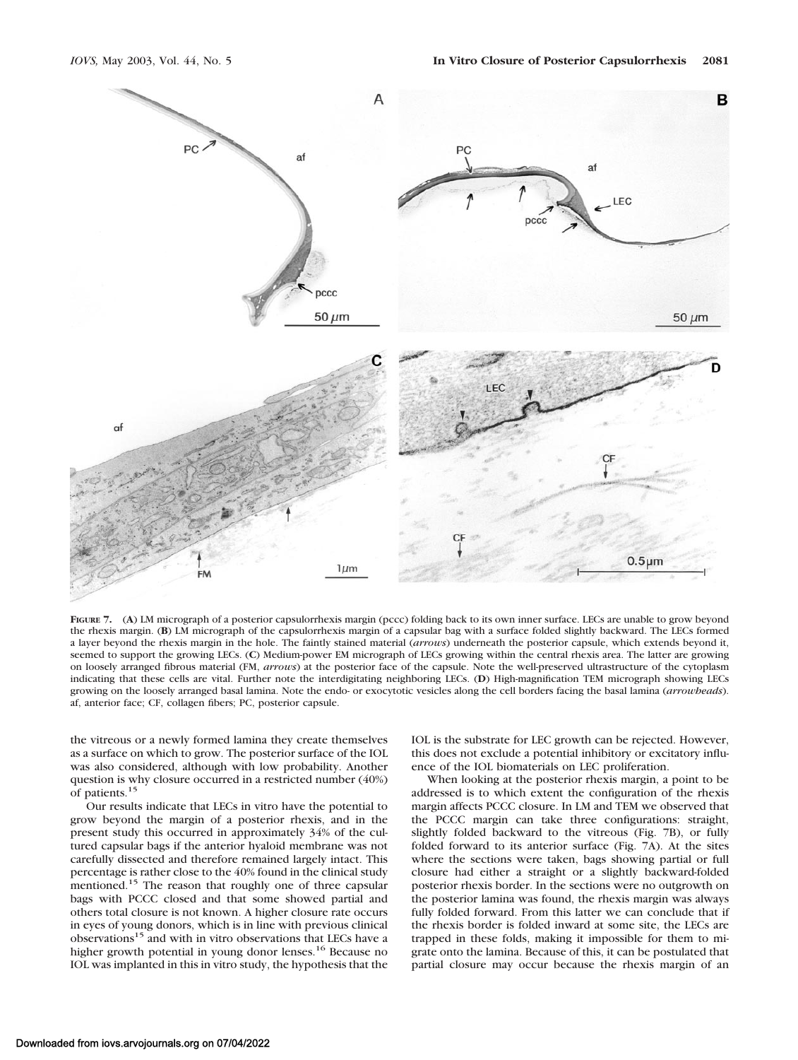FIGURE 7. (A) LM micrograph of a posterior capsulorrhexis margin (pccc) folding back to its own inner surface. LECs are unable to grow beyond the rhexis margin. (B) LM micrograph of the capsulorrhexis margin of a capsular bag with a surface folded slightly backward. The LECs formed a layer beyond the rhexis margin in the hole. The faintly stained material (*arrows*) underneath the posterior capsule, which extends beyond it, seemed to support the growing LECs. (C) Medium-power EM micrograph of LECs growing within the central rhexis area. The latter are growing on loosely arranged fibrous material (FM, *arrows*) at the posterior face of the capsule. Note the well-preserved ultrastructure of the cytoplasm indicating that these cells are vital. Further note the interdigitating neighboring LECs. (D) High-magnification TEM micrograph showing LECs growing on the loosely arranged basal lamina. Note the endo- or exocytotic vesicles along the cell borders facing the basal lamina (*arrowheads*). af, anterior face; CF, collagen fibers; PC, posterior capsule.

the vitreous or a newly formed lamina they create themselves as a surface on which to grow. The posterior surface of the IOL was also considered, although with low probability. Another question is why closure occurred in a restricted number (40%) of patients.[15]

Our results indicate that LECs in vitro have the potential to grow beyond the margin of a posterior rhexis, and in the present study this occurred in approximately 34% of the cultured capsular bags if the anterior hyaloid membrane was not carefully dissected and therefore remained largely intact. This percentage is rather close to the 40% found in the clinical study mentioned.[15] The reason that roughly one of three capsular bags with PCCC closed and that some showed partial and others total closure is not known. A higher closure rate occurs in eyes of young donors, which is in line with previous clinical observations[15] and with in vitro observations that LECs have a higher growth potential in young donor lenses.[16] Because no IOL was implanted in this in vitro study, the hypothesis that the IOL is the substrate for LEC growth can be rejected. However, this does not exclude a potential inhibitory or excitatory influence of the IOL biomaterials on LEC proliferation.

When looking at the posterior rhexis margin, a point to be addressed is to which extent the configuration of the rhexis margin affects PCCC closure. In LM and TEM we observed that the PCCC margin can take three configurations: straight, slightly folded backward to the vitreous (Fig. 7B), or fully folded forward to its anterior surface (Fig. 7A). At the sites where the sections were taken, bags showing partial or full closure had either a straight or a slightly backward-folded posterior rhexis border. In the sections were no outgrowth on the posterior lamina was found, the rhexis margin was always fully folded forward. From this latter we can conclude that if the rhexis border is folded inward at some site, the LECs are trapped in these folds, making it impossible for them to migrate onto the lamina. Because of this, it can be postulated that partial closure may occur because the rhexis margin of an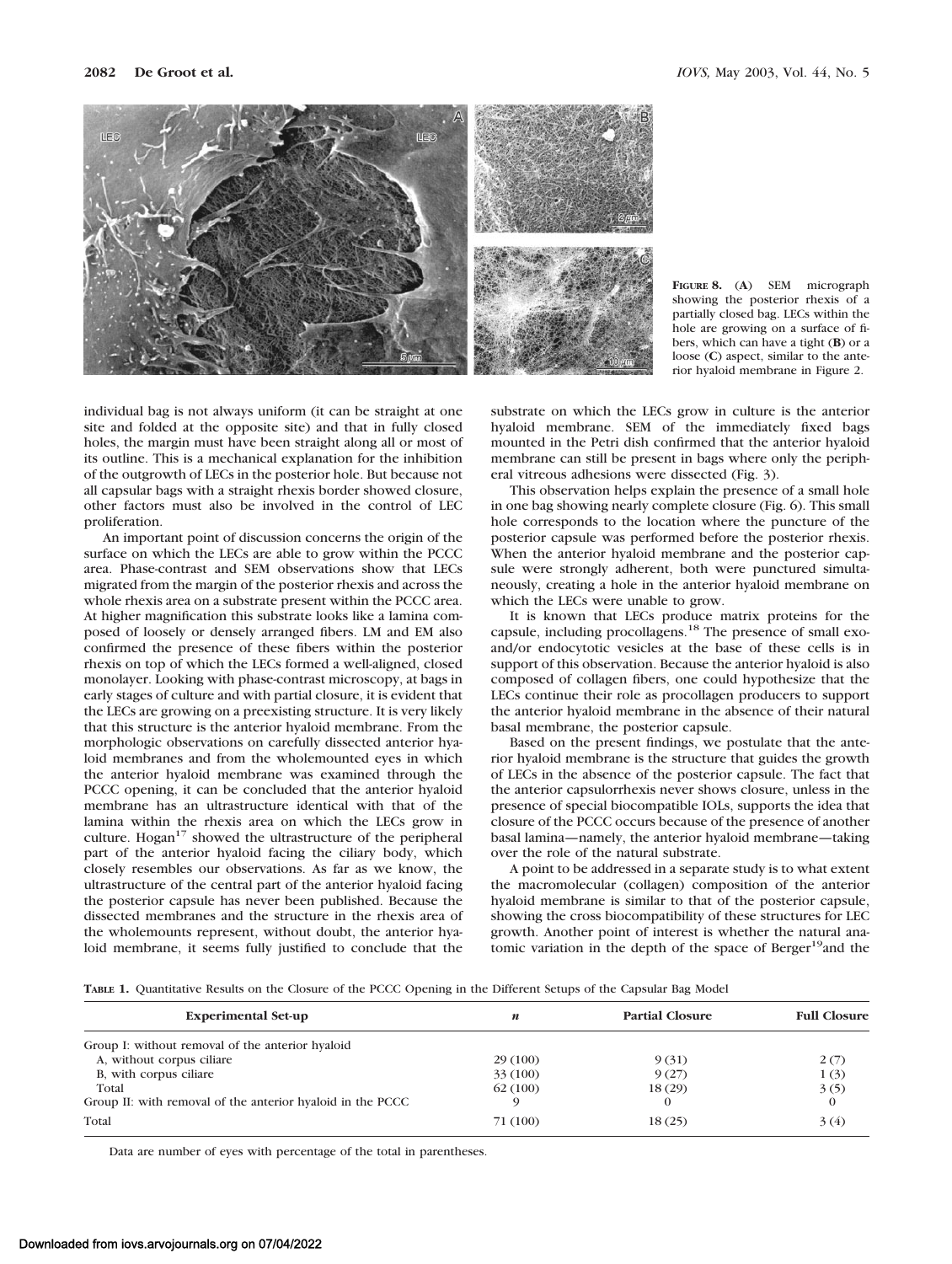FIGURE 8. (A) SEM micrograph showing the posterior rhexis of a partially closed bag. LECs within the hole are growing on a surface of fibers, which can have a tight (B) or a loose (C) aspect, similar to the anterior hyaloid membrane in Figure 2.

individual bag is not always uniform (it can be straight at one site and folded at the opposite site) and that in fully closed holes, the margin must have been straight along all or most of its outline. This is a mechanical explanation for the inhibition of the outgrowth of LECs in the posterior hole. But because not all capsular bags with a straight rhexis border showed closure, other factors must also be involved in the control of LEC proliferation.

An important point of discussion concerns the origin of the surface on which the LECs are able to grow within the PCCC area. Phase-contrast and SEM observations show that LECs migrated from the margin of the posterior rhexis and across the whole rhexis area on a substrate present within the PCCC area. At higher magnification this substrate looks like a lamina composed of loosely or densely arranged fibers. LM and EM also confirmed the presence of these fibers within the posterior rhexis on top of which the LECs formed a well-aligned, closed monolayer. Looking with phase-contrast microscopy, at bags in early stages of culture and with partial closure, it is evident that the LECs are growing on a preexisting structure. It is very likely that this structure is the anterior hyaloid membrane. From the morphologic observations on carefully dissected anterior hyaloid membranes and from the wholemounted eyes in which the anterior hyaloid membrane was examined through the PCCC opening, it can be concluded that the anterior hyaloid membrane has an ultrastructure identical with that of the lamina within the rhexis area on which the LECs grow in culture. Hogan[17] showed the ultrastructure of the peripheral part of the anterior hyaloid facing the ciliary body, which closely resembles our observations. As far as we know, the ultrastructure of the central part of the anterior hyaloid facing the posterior capsule has never been published. Because the dissected membranes and the structure in the rhexis area of the wholemounts represent, without doubt, the anterior hyaloid membrane, it seems fully justified to conclude that the substrate on which the LECs grow in culture is the anterior hyaloid membrane. SEM of the immediately fixed bags mounted in the Petri dish confirmed that the anterior hyaloid membrane can still be present in bags where only the peripheral vitreous adhesions were dissected (Fig. 3).

This observation helps explain the presence of a small hole in one bag showing nearly complete closure (Fig. 6). This small hole corresponds to the location where the puncture of the posterior capsule was performed before the posterior rhexis. When the anterior hyaloid membrane and the posterior capsule were strongly adherent, both were punctured simultaneously, creating a hole in the anterior hyaloid membrane on which the LECs were unable to grow.

It is known that LECs produce matrix proteins for the capsule, including procollagens.[18] The presence of small exo- and/or endocytotic vesicles at the base of these cells is in support of this observation. Because the anterior hyaloid is also composed of collagen fibers, one could hypothesize that the LECs continue their role as procollagen producers to support the anterior hyaloid membrane in the absence of their natural basal membrane, the posterior capsule.

Based on the present findings, we postulate that the anterior hyaloid membrane is the structure that guides the growth of LECs in the absence of the posterior capsule. The fact that the anterior capsulorrhexis never shows closure, unless in the presence of special biocompatible IOLs, supports the idea that closure of the PCCC occurs because of the presence of another basal lamina—namely, the anterior hyaloid membrane—taking over the role of the natural substrate.

A point to be addressed in a separate study is to what extent the macromolecular (collagen) composition of the anterior hyaloid membrane is similar to that of the posterior capsule, showing the cross biocompatibility of these structures for LEC growth. Another point of interest is whether the natural anatomic variation in the depth of the space of Berger[19] and the

**TABLE 1.** Quantitative Results on the Closure of the PCCC Opening in the Different Setups of the Capsular Bag Model

| Experimental Set-up | *n* | Partial Closure | Full Closure |
|---|---|---|---|
| Group I: without removal of the anterior hyaloid | | | |
| A, without corpus ciliare | 29 (100) | 9 (31) | 2 (7) |
| B, with corpus ciliare | 33 (100) | 9 (27) | 1 (3) |
| Total | 62 (100) | 18 (29) | 3 (5) |
| Group II: with removal of the anterior hyaloid in the PCCC | 9 | 0 | 0 |
| Total | 71 (100) | 18 (25) | 3 (4) |

Data are number of eyes with percentage of the total in parentheses.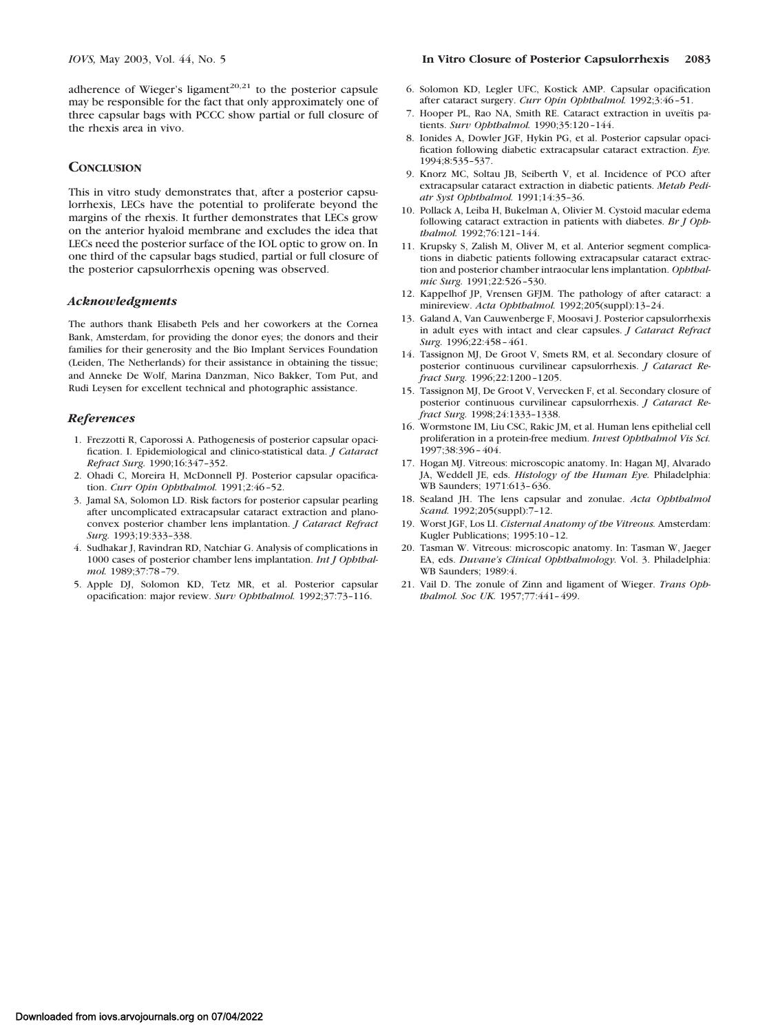adherence of Wieger's ligament[20,21] to the posterior capsule may be responsible for the fact that only approximately one of three capsular bags with PCCC show partial or full closure of the rhexis area in vivo.

## Conclusion

This in vitro study demonstrates that, after a posterior capsulorrhexis, LECs have the potential to proliferate beyond the margins of the rhexis. It further demonstrates that LECs grow on the anterior hyaloid membrane and excludes the idea that LECs need the posterior surface of the IOL optic to grow on. In one third of the capsular bags studied, partial or full closure of the posterior capsulorrhexis opening was observed.

### *Acknowledgments*

The authors thank Elisabeth Pels and her coworkers at the Cornea Bank, Amsterdam, for providing the donor eyes; the donors and their families for their generosity and the Bio Implant Services Foundation (Leiden, The Netherlands) for their assistance in obtaining the tissue; and Anneke De Wolf, Marina Danzman, Nico Bakker, Tom Put, and Rudi Leysen for excellent technical and photographic assistance.

### *References*

1. Frezzotti R, Caporossi A. Pathogenesis of posterior capsular opacification. I. Epidemiological and clinico-statistical data. *J Cataract Refract Surg.* 1990;16:347–352.
2. Ohadi C, Moreira H, McDonnell PJ. Posterior capsular opacification. *Curr Opin Ophthalmol.* 1991;2:46–52.
3. Jamal SA, Solomon LD. Risk factors for posterior capsular pearling after uncomplicated extracapsular cataract extraction and planoconvex posterior chamber lens implantation. *J Cataract Refract Surg.* 1993;19:333–338.
4. Sudhakar J, Ravindran RD, Natchiar G. Analysis of complications in 1000 cases of posterior chamber lens implantation. *Int J Ophthalmol.* 1989;37:78–79.
5. Apple DJ, Solomon KD, Tetz MR, et al. Posterior capsular opacification: major review. *Surv Ophthalmol.* 1992;37:73–116.
6. Solomon KD, Legler UFC, Kostick AMP. Capsular opacification after cataract surgery. *Curr Opin Ophthalmol.* 1992;3:46–51.
7. Hooper PL, Rao NA, Smith RE. Cataract extraction in uveïtis patients. *Surv Ophthalmol.* 1990;35:120–144.
8. Ionides A, Dowler JGF, Hykin PG, et al. Posterior capsular opacification following diabetic extracapsular cataract extraction. *Eye.* 1994;8:535–537.
9. Knorz MC, Soltau JB, Seiberth V, et al. Incidence of PCO after extracapsular cataract extraction in diabetic patients. *Metab Pediatr Syst Ophthalmol.* 1991;14:35–36.
10. Pollack A, Leiba H, Bukelman A, Olivier M. Cystoid macular edema following cataract extraction in patients with diabetes. *Br J Ophthalmol.* 1992;76:121–144.
11. Krupsky S, Zalish M, Oliver M, et al. Anterior segment complications in diabetic patients following extracapsular cataract extraction and posterior chamber intraocular lens implantation. *Ophthalmic Surg.* 1991;22:526–530.
12. Kappelhof JP, Vrensen GFJM. The pathology of after cataract: a minireview. *Acta Ophthalmol.* 1992;205(suppl):13–24.
13. Galand A, Van Cauwenberge F, Moosavi J. Posterior capsulorrhexis in adult eyes with intact and clear capsules. *J Cataract Refract Surg.* 1996;22:458–461.
14. Tassignon MJ, De Groot V, Smets RM, et al. Secondary closure of posterior continuous curvilinear capsulorrhexis. *J Cataract Refract Surg.* 1996;22:1200–1205.
15. Tassignon MJ, De Groot V, Vervecken F, et al. Secondary closure of posterior continuous curvilinear capsulorrhexis. *J Cataract Refract Surg.* 1998;24:1333–1338.
16. Wormstone IM, Liu CSC, Rakic JM, et al. Human lens epithelial cell proliferation in a protein-free medium. *Invest Ophthalmol Vis Sci.* 1997;38:396–404.
17. Hogan MJ. Vitreous: microscopic anatomy. In: Hagan MJ, Alvarado JA, Weddell JE, eds. *Histology of the Human Eye.* Philadelphia: WB Saunders; 1971:613–636.
18. Sealand JH. The lens capsular and zonulae. *Acta Ophthalmol Scand.* 1992;205(suppl):7–12.
19. Worst JGF, Los LI. *Cisternal Anatomy of the Vitreous.* Amsterdam: Kugler Publications; 1995:10–12.
20. Tasman W. Vitreous: microscopic anatomy. In: Tasman W, Jaeger EA, eds. *Duvane's Clinical Ophthalmology.* Vol. 3. Philadelphia: WB Saunders; 1989:4.
21. Vail D. The zonule of Zinn and ligament of Wieger. *Trans Ophthalmol. Soc UK.* 1957;77:441–499.